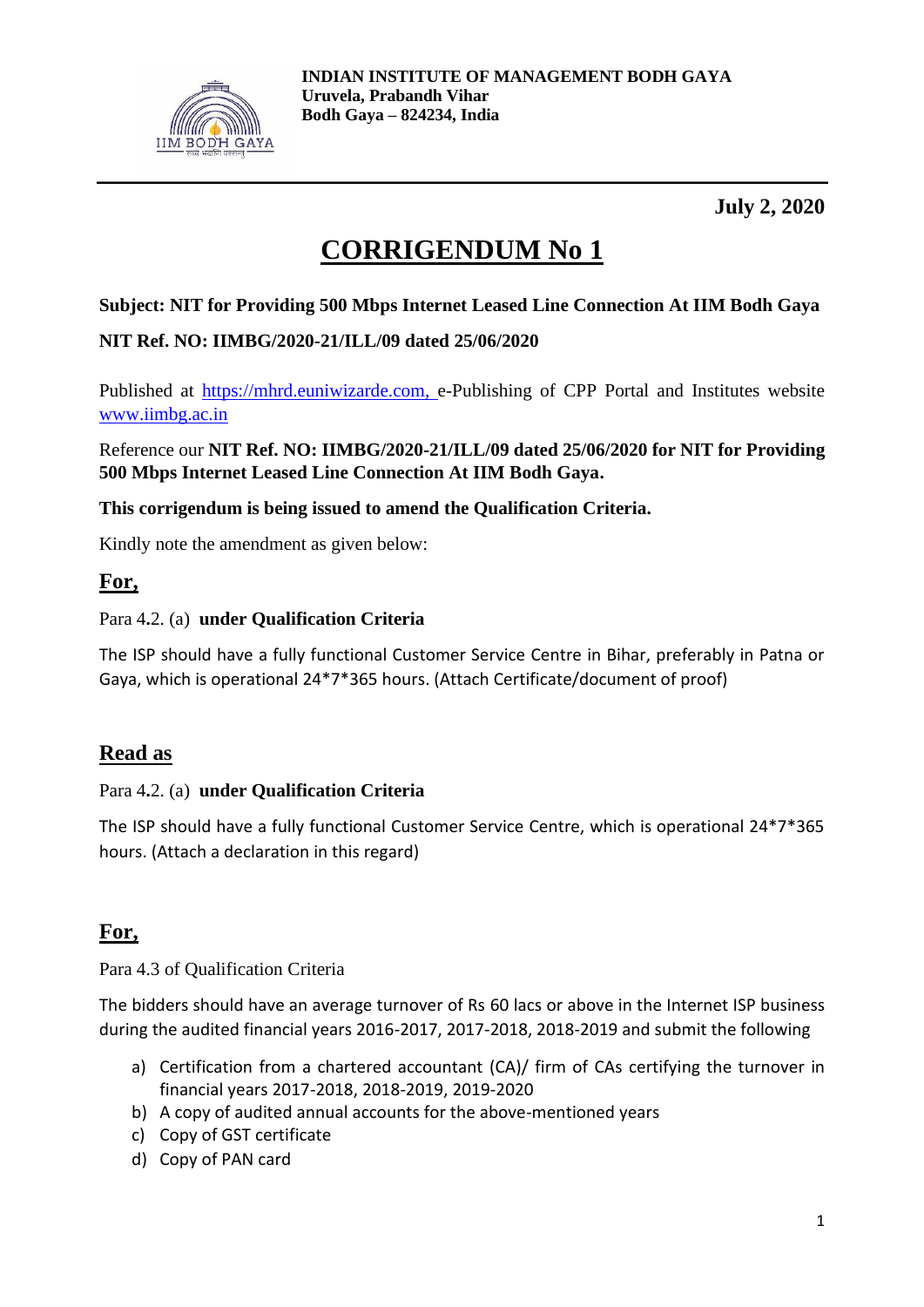**INDIAN INSTITUTE OF MANAGEMENT BODH GAYA**
**Uruvela, Prabandh Vihar**
**Bodh Gaya – 824234, India**

---

**July 2, 2020**

# CORRIGENDUM No 1

**Subject: NIT for Providing 500 Mbps Internet Leased Line Connection At IIM Bodh Gaya**

**NIT Ref. NO: IIMBG/2020-21/ILL/09 dated 25/06/2020**

Published at https://mhrd.euniwizarde.com, e-Publishing of CPP Portal and Institutes website www.iimbg.ac.in

Reference our **NIT Ref. NO: IIMBG/2020-21/ILL/09 dated 25/06/2020 for NIT for Providing 500 Mbps Internet Leased Line Connection At IIM Bodh Gaya.**

**This corrigendum is being issued to amend the Qualification Criteria.**

Kindly note the amendment as given below:

## For,

Para 4.2. (a) **under Qualification Criteria**

The ISP should have a fully functional Customer Service Centre in Bihar, preferably in Patna or Gaya, which is operational 24*7*365 hours. (Attach Certificate/document of proof)

## Read as

Para 4.2. (a) **under Qualification Criteria**

The ISP should have a fully functional Customer Service Centre, which is operational 24*7*365 hours. (Attach a declaration in this regard)

## For,

Para 4.3 of Qualification Criteria

The bidders should have an average turnover of Rs 60 lacs or above in the Internet ISP business during the audited financial years 2016-2017, 2017-2018, 2018-2019 and submit the following

a) Certification from a chartered accountant (CA)/ firm of CAs certifying the turnover in financial years 2017-2018, 2018-2019, 2019-2020
b) A copy of audited annual accounts for the above-mentioned years
c) Copy of GST certificate
d) Copy of PAN card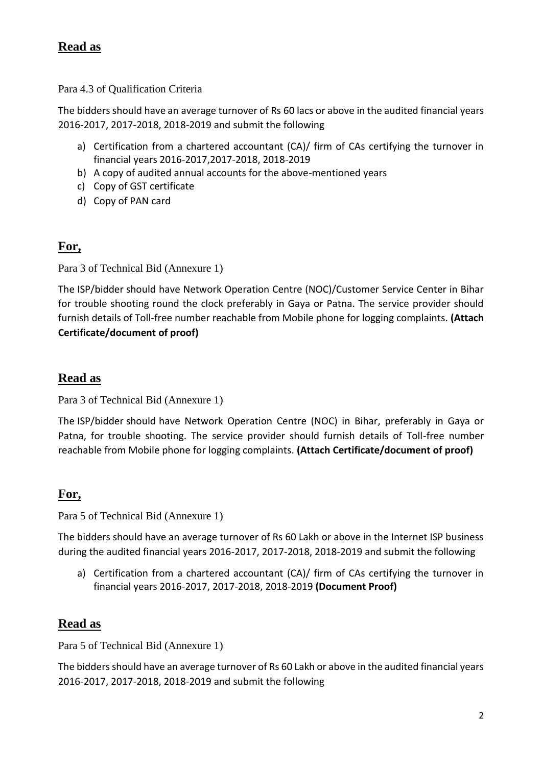## Read as

Para 4.3 of Qualification Criteria

The bidders should have an average turnover of Rs 60 lacs or above in the audited financial years 2016-2017, 2017-2018, 2018-2019 and submit the following

a) Certification from a chartered accountant (CA)/ firm of CAs certifying the turnover in financial years 2016-2017,2017-2018, 2018-2019
b) A copy of audited annual accounts for the above-mentioned years
c) Copy of GST certificate
d) Copy of PAN card

## For,

Para 3 of Technical Bid (Annexure 1)

The ISP/bidder should have Network Operation Centre (NOC)/Customer Service Center in Bihar for trouble shooting round the clock preferably in Gaya or Patna. The service provider should furnish details of Toll-free number reachable from Mobile phone for logging complaints. **(Attach Certificate/document of proof)**

## Read as

Para 3 of Technical Bid (Annexure 1)

The ISP/bidder should have Network Operation Centre (NOC) in Bihar, preferably in Gaya or Patna, for trouble shooting. The service provider should furnish details of Toll-free number reachable from Mobile phone for logging complaints. **(Attach Certificate/document of proof)**

## For,

Para 5 of Technical Bid (Annexure 1)

The bidders should have an average turnover of Rs 60 Lakh or above in the Internet ISP business during the audited financial years 2016-2017, 2017-2018, 2018-2019 and submit the following

a) Certification from a chartered accountant (CA)/ firm of CAs certifying the turnover in financial years 2016-2017, 2017-2018, 2018-2019 **(Document Proof)**

## Read as

Para 5 of Technical Bid (Annexure 1)

The bidders should have an average turnover of Rs 60 Lakh or above in the audited financial years 2016-2017, 2017-2018, 2018-2019 and submit the following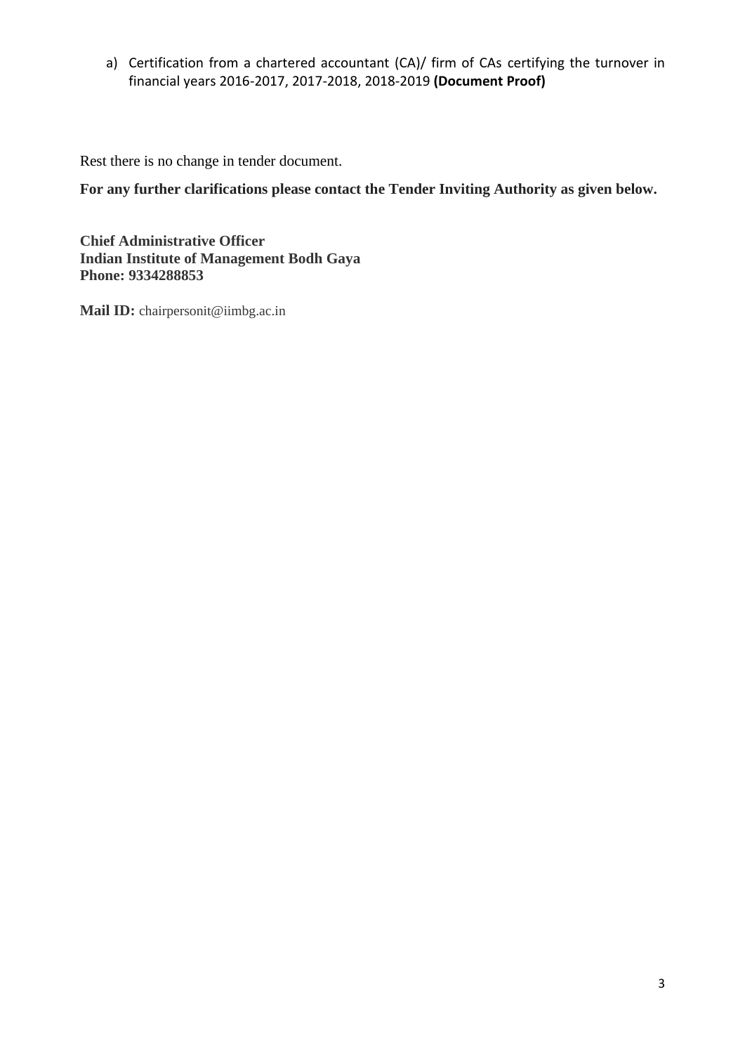a) Certification from a chartered accountant (CA)/ firm of CAs certifying the turnover in financial years 2016-2017, 2017-2018, 2018-2019 **(Document Proof)**

Rest there is no change in tender document.

**For any further clarifications please contact the Tender Inviting Authority as given below.**

**Chief Administrative Officer**
**Indian Institute of Management Bodh Gaya**
**Phone: 9334288853**

**Mail ID:** chairpersonit@iimbg.ac.in